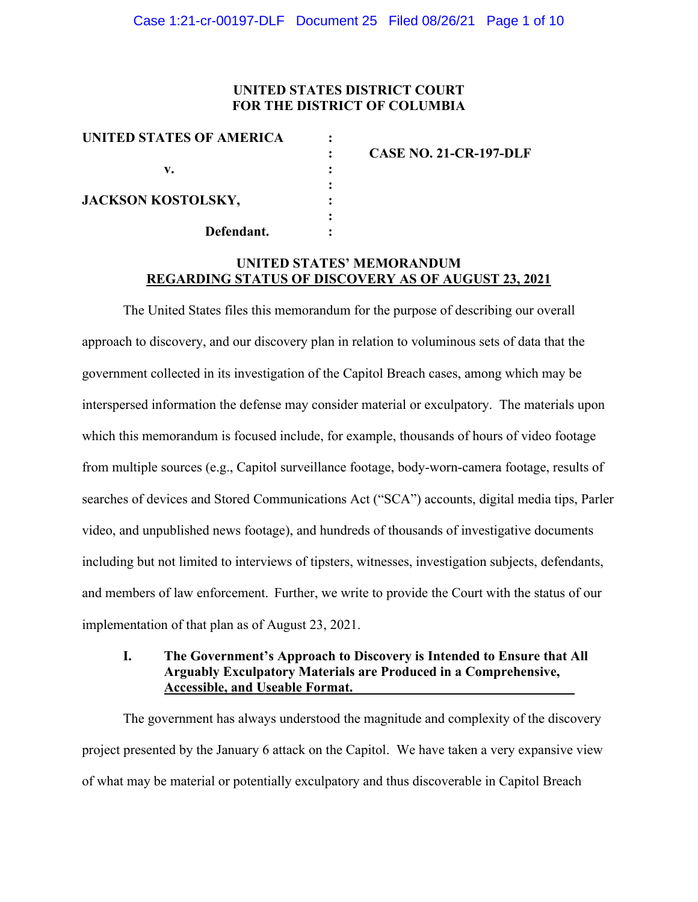**UNITED STATES DISTRICT COURT**
**FOR THE DISTRICT OF COLUMBIA**

| | | |
|---|---|---|
| **UNITED STATES OF AMERICA** | : | |
| | : | **CASE NO. 21-CR-197-DLF** |
| **v.** | : | |
| | : | |
| **JACKSON KOSTOLSKY,** | : | |
| | : | |
| **Defendant.** | : | |

**UNITED STATES' MEMORANDUM**
**REGARDING STATUS OF DISCOVERY AS OF AUGUST 23, 2021**

The United States files this memorandum for the purpose of describing our overall approach to discovery, and our discovery plan in relation to voluminous sets of data that the government collected in its investigation of the Capitol Breach cases, among which may be interspersed information the defense may consider material or exculpatory. The materials upon which this memorandum is focused include, for example, thousands of hours of video footage from multiple sources (e.g., Capitol surveillance footage, body-worn-camera footage, results of searches of devices and Stored Communications Act ("SCA") accounts, digital media tips, Parler video, and unpublished news footage), and hundreds of thousands of investigative documents including but not limited to interviews of tipsters, witnesses, investigation subjects, defendants, and members of law enforcement. Further, we write to provide the Court with the status of our implementation of that plan as of August 23, 2021.

## I. The Government's Approach to Discovery is Intended to Ensure that All Arguably Exculpatory Materials are Produced in a Comprehensive, Accessible, and Useable Format.

The government has always understood the magnitude and complexity of the discovery project presented by the January 6 attack on the Capitol. We have taken a very expansive view of what may be material or potentially exculpatory and thus discoverable in Capitol Breach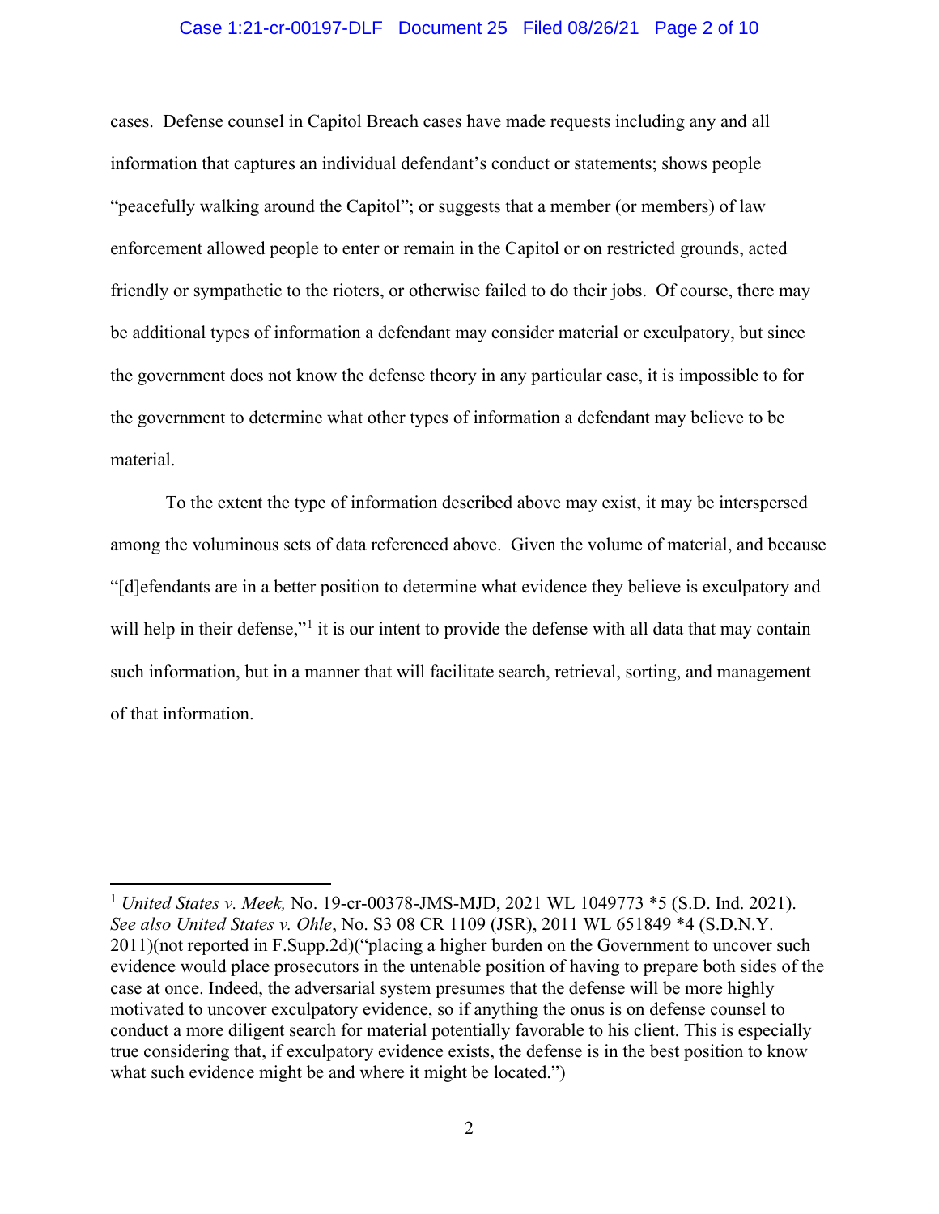cases. Defense counsel in Capitol Breach cases have made requests including any and all information that captures an individual defendant's conduct or statements; shows people "peacefully walking around the Capitol"; or suggests that a member (or members) of law enforcement allowed people to enter or remain in the Capitol or on restricted grounds, acted friendly or sympathetic to the rioters, or otherwise failed to do their jobs. Of course, there may be additional types of information a defendant may consider material or exculpatory, but since the government does not know the defense theory in any particular case, it is impossible to for the government to determine what other types of information a defendant may believe to be material.

To the extent the type of information described above may exist, it may be interspersed among the voluminous sets of data referenced above. Given the volume of material, and because "[d]efendants are in a better position to determine what evidence they believe is exculpatory and will help in their defense,"[1] it is our intent to provide the defense with all data that may contain such information, but in a manner that will facilitate search, retrieval, sorting, and management of that information.

---

[1] *United States v. Meek,* No. 19-cr-00378-JMS-MJD, 2021 WL 1049773 *5 (S.D. Ind. 2021). *See also United States v. Ohle*, No. S3 08 CR 1109 (JSR), 2011 WL 651849 *4 (S.D.N.Y. 2011)(not reported in F.Supp.2d)("placing a higher burden on the Government to uncover such evidence would place prosecutors in the untenable position of having to prepare both sides of the case at once. Indeed, the adversarial system presumes that the defense will be more highly motivated to uncover exculpatory evidence, so if anything the onus is on defense counsel to conduct a more diligent search for material potentially favorable to his client. This is especially true considering that, if exculpatory evidence exists, the defense is in the best position to know what such evidence might be and where it might be located.")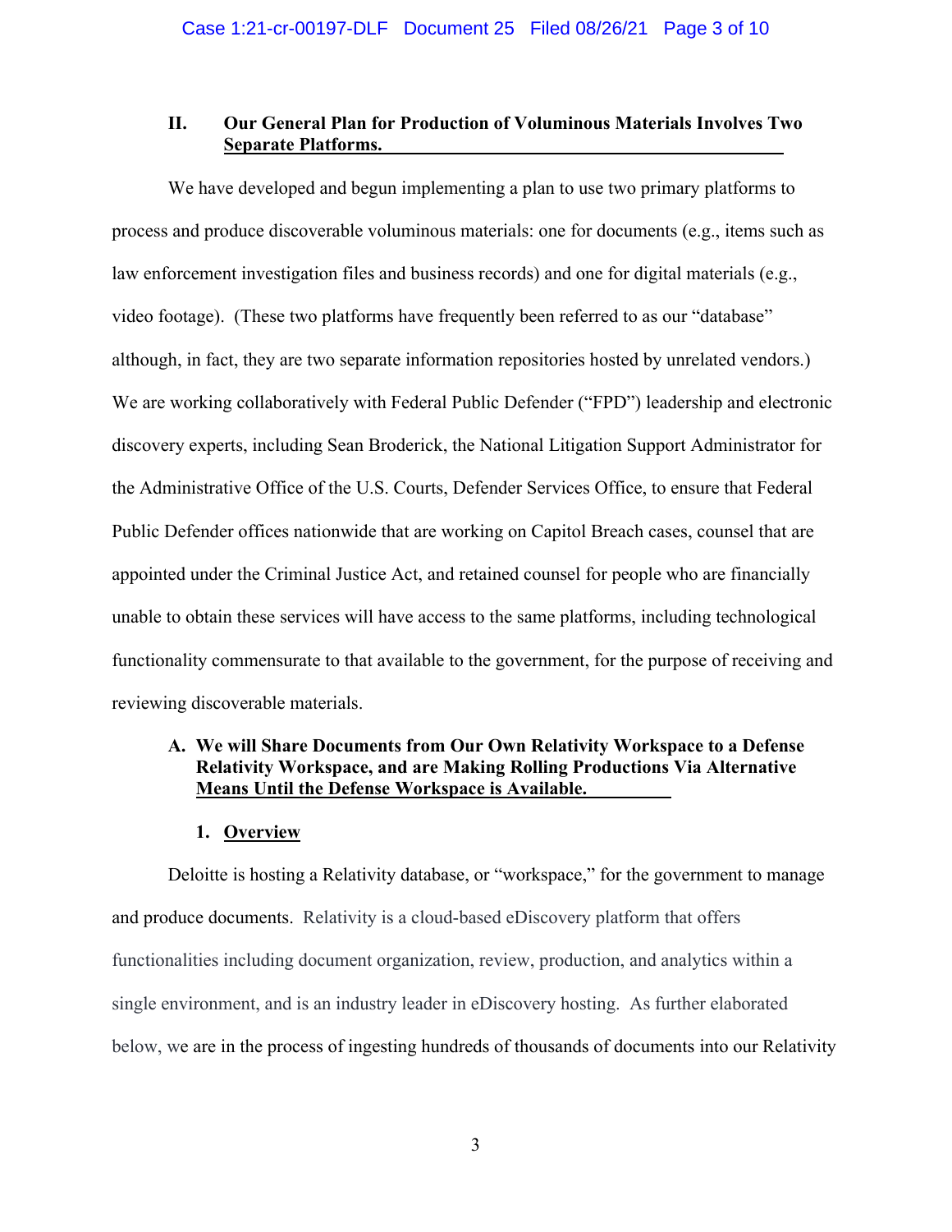## II. Our General Plan for Production of Voluminous Materials Involves Two Separate Platforms.

We have developed and begun implementing a plan to use two primary platforms to process and produce discoverable voluminous materials: one for documents (e.g., items such as law enforcement investigation files and business records) and one for digital materials (e.g., video footage). (These two platforms have frequently been referred to as our "database" although, in fact, they are two separate information repositories hosted by unrelated vendors.) We are working collaboratively with Federal Public Defender ("FPD") leadership and electronic discovery experts, including Sean Broderick, the National Litigation Support Administrator for the Administrative Office of the U.S. Courts, Defender Services Office, to ensure that Federal Public Defender offices nationwide that are working on Capitol Breach cases, counsel that are appointed under the Criminal Justice Act, and retained counsel for people who are financially unable to obtain these services will have access to the same platforms, including technological functionality commensurate to that available to the government, for the purpose of receiving and reviewing discoverable materials.

### A. We will Share Documents from Our Own Relativity Workspace to a Defense Relativity Workspace, and are Making Rolling Productions Via Alternative Means Until the Defense Workspace is Available.

#### 1. Overview

Deloitte is hosting a Relativity database, or "workspace," for the government to manage and produce documents. Relativity is a cloud-based eDiscovery platform that offers functionalities including document organization, review, production, and analytics within a single environment, and is an industry leader in eDiscovery hosting. As further elaborated below, we are in the process of ingesting hundreds of thousands of documents into our Relativity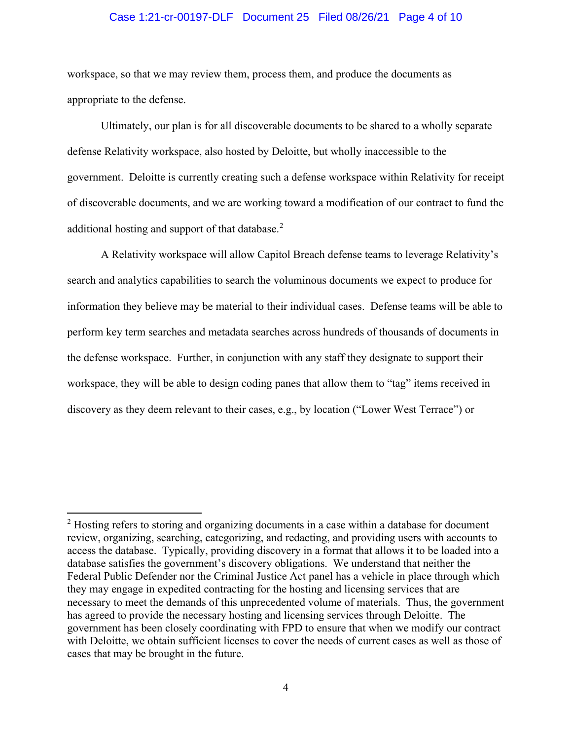workspace, so that we may review them, process them, and produce the documents as appropriate to the defense.

Ultimately, our plan is for all discoverable documents to be shared to a wholly separate defense Relativity workspace, also hosted by Deloitte, but wholly inaccessible to the government. Deloitte is currently creating such a defense workspace within Relativity for receipt of discoverable documents, and we are working toward a modification of our contract to fund the additional hosting and support of that database.[2]

A Relativity workspace will allow Capitol Breach defense teams to leverage Relativity's search and analytics capabilities to search the voluminous documents we expect to produce for information they believe may be material to their individual cases. Defense teams will be able to perform key term searches and metadata searches across hundreds of thousands of documents in the defense workspace. Further, in conjunction with any staff they designate to support their workspace, they will be able to design coding panes that allow them to "tag" items received in discovery as they deem relevant to their cases, e.g., by location ("Lower West Terrace") or

---

[2] Hosting refers to storing and organizing documents in a case within a database for document review, organizing, searching, categorizing, and redacting, and providing users with accounts to access the database. Typically, providing discovery in a format that allows it to be loaded into a database satisfies the government's discovery obligations. We understand that neither the Federal Public Defender nor the Criminal Justice Act panel has a vehicle in place through which they may engage in expedited contracting for the hosting and licensing services that are necessary to meet the demands of this unprecedented volume of materials. Thus, the government has agreed to provide the necessary hosting and licensing services through Deloitte. The government has been closely coordinating with FPD to ensure that when we modify our contract with Deloitte, we obtain sufficient licenses to cover the needs of current cases as well as those of cases that may be brought in the future.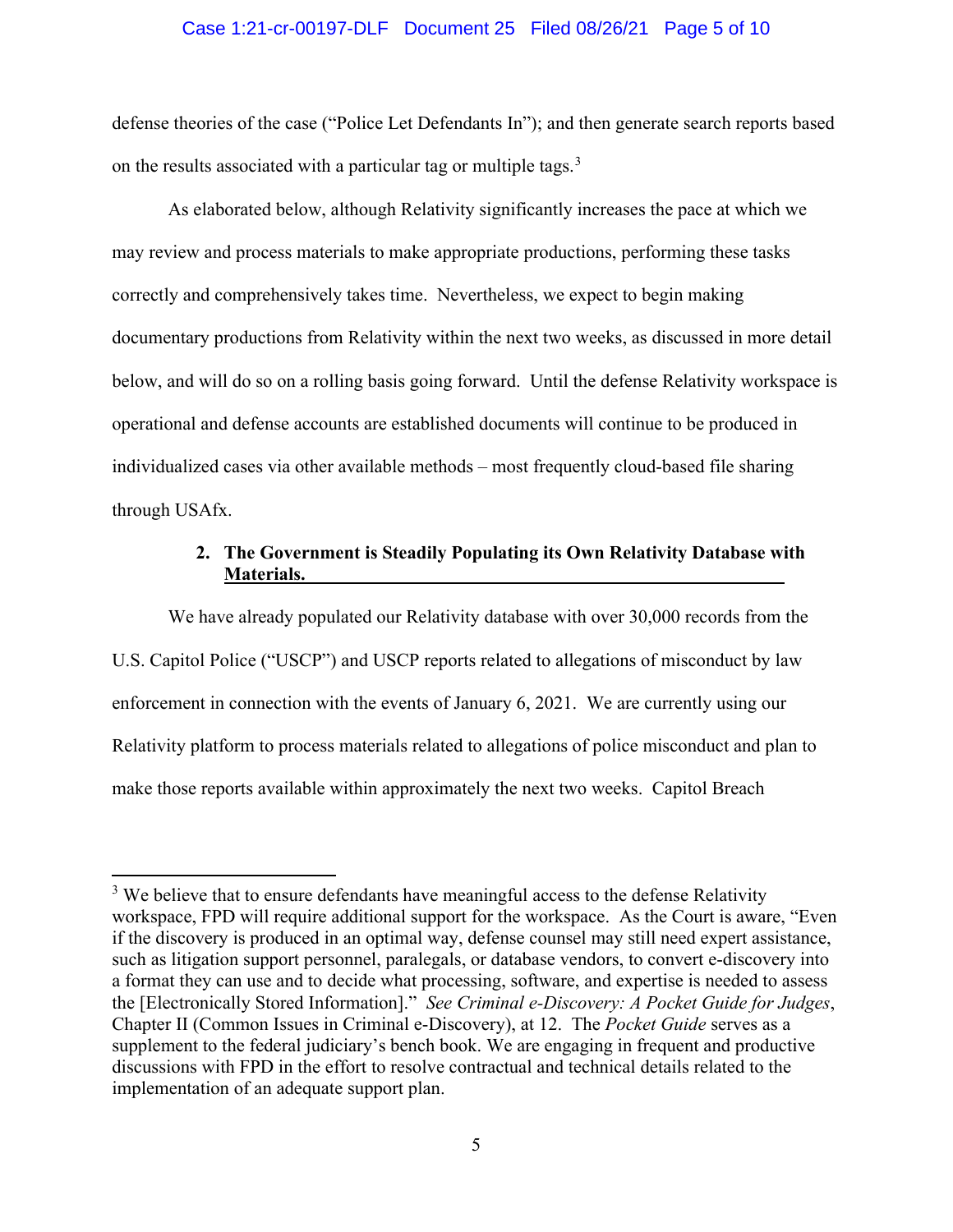defense theories of the case ("Police Let Defendants In"); and then generate search reports based on the results associated with a particular tag or multiple tags.[3]

As elaborated below, although Relativity significantly increases the pace at which we may review and process materials to make appropriate productions, performing these tasks correctly and comprehensively takes time. Nevertheless, we expect to begin making documentary productions from Relativity within the next two weeks, as discussed in more detail below, and will do so on a rolling basis going forward. Until the defense Relativity workspace is operational and defense accounts are established documents will continue to be produced in individualized cases via other available methods – most frequently cloud-based file sharing through USAfx.

### 2. The Government is Steadily Populating its Own Relativity Database with Materials.

We have already populated our Relativity database with over 30,000 records from the U.S. Capitol Police ("USCP") and USCP reports related to allegations of misconduct by law enforcement in connection with the events of January 6, 2021. We are currently using our Relativity platform to process materials related to allegations of police misconduct and plan to make those reports available within approximately the next two weeks. Capitol Breach

[3] We believe that to ensure defendants have meaningful access to the defense Relativity workspace, FPD will require additional support for the workspace. As the Court is aware, "Even if the discovery is produced in an optimal way, defense counsel may still need expert assistance, such as litigation support personnel, paralegals, or database vendors, to convert e-discovery into a format they can use and to decide what processing, software, and expertise is needed to assess the [Electronically Stored Information]." *See Criminal e-Discovery: A Pocket Guide for Judges*, Chapter II (Common Issues in Criminal e-Discovery), at 12. The *Pocket Guide* serves as a supplement to the federal judiciary's bench book. We are engaging in frequent and productive discussions with FPD in the effort to resolve contractual and technical details related to the implementation of an adequate support plan.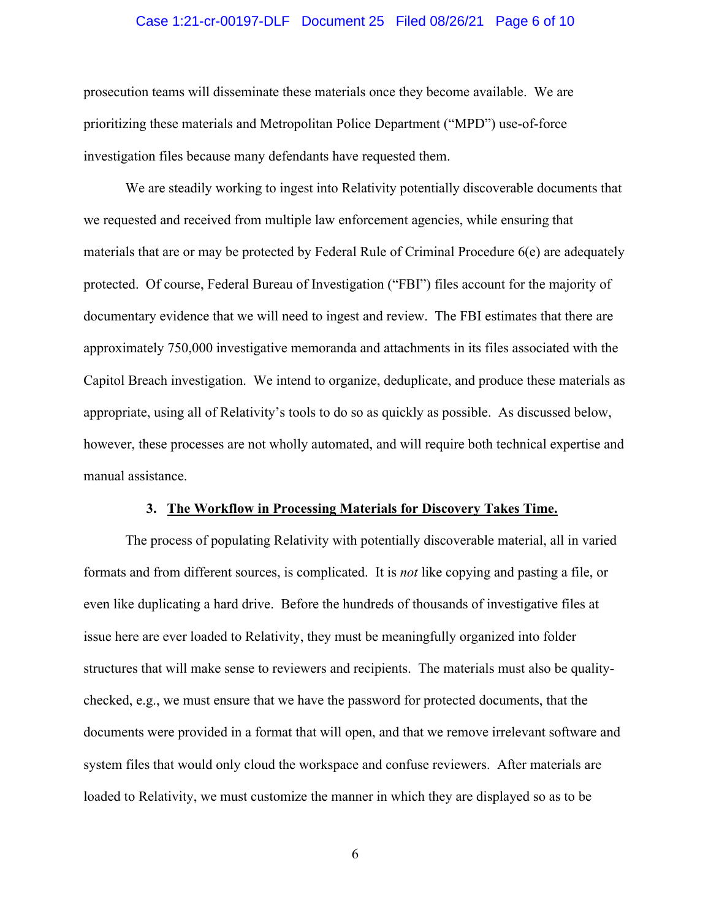prosecution teams will disseminate these materials once they become available. We are prioritizing these materials and Metropolitan Police Department ("MPD") use-of-force investigation files because many defendants have requested them.

We are steadily working to ingest into Relativity potentially discoverable documents that we requested and received from multiple law enforcement agencies, while ensuring that materials that are or may be protected by Federal Rule of Criminal Procedure 6(e) are adequately protected. Of course, Federal Bureau of Investigation ("FBI") files account for the majority of documentary evidence that we will need to ingest and review. The FBI estimates that there are approximately 750,000 investigative memoranda and attachments in its files associated with the Capitol Breach investigation. We intend to organize, deduplicate, and produce these materials as appropriate, using all of Relativity's tools to do so as quickly as possible. As discussed below, however, these processes are not wholly automated, and will require both technical expertise and manual assistance.

### 3. The Workflow in Processing Materials for Discovery Takes Time.

The process of populating Relativity with potentially discoverable material, all in varied formats and from different sources, is complicated. It is *not* like copying and pasting a file, or even like duplicating a hard drive. Before the hundreds of thousands of investigative files at issue here are ever loaded to Relativity, they must be meaningfully organized into folder structures that will make sense to reviewers and recipients. The materials must also be quality-checked, e.g., we must ensure that we have the password for protected documents, that the documents were provided in a format that will open, and that we remove irrelevant software and system files that would only cloud the workspace and confuse reviewers. After materials are loaded to Relativity, we must customize the manner in which they are displayed so as to be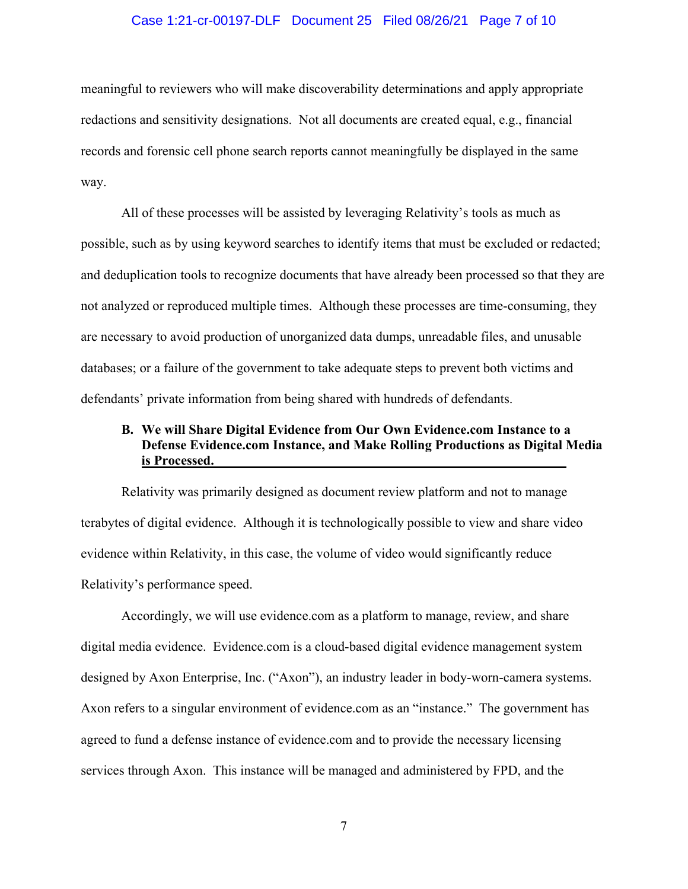meaningful to reviewers who will make discoverability determinations and apply appropriate redactions and sensitivity designations. Not all documents are created equal, e.g., financial records and forensic cell phone search reports cannot meaningfully be displayed in the same way.

All of these processes will be assisted by leveraging Relativity's tools as much as possible, such as by using keyword searches to identify items that must be excluded or redacted; and deduplication tools to recognize documents that have already been processed so that they are not analyzed or reproduced multiple times. Although these processes are time-consuming, they are necessary to avoid production of unorganized data dumps, unreadable files, and unusable databases; or a failure of the government to take adequate steps to prevent both victims and defendants' private information from being shared with hundreds of defendants.

### B. We will Share Digital Evidence from Our Own Evidence.com Instance to a Defense Evidence.com Instance, and Make Rolling Productions as Digital Media is Processed.

Relativity was primarily designed as document review platform and not to manage terabytes of digital evidence. Although it is technologically possible to view and share video evidence within Relativity, in this case, the volume of video would significantly reduce Relativity's performance speed.

Accordingly, we will use evidence.com as a platform to manage, review, and share digital media evidence. Evidence.com is a cloud-based digital evidence management system designed by Axon Enterprise, Inc. ("Axon"), an industry leader in body-worn-camera systems. Axon refers to a singular environment of evidence.com as an "instance." The government has agreed to fund a defense instance of evidence.com and to provide the necessary licensing services through Axon. This instance will be managed and administered by FPD, and the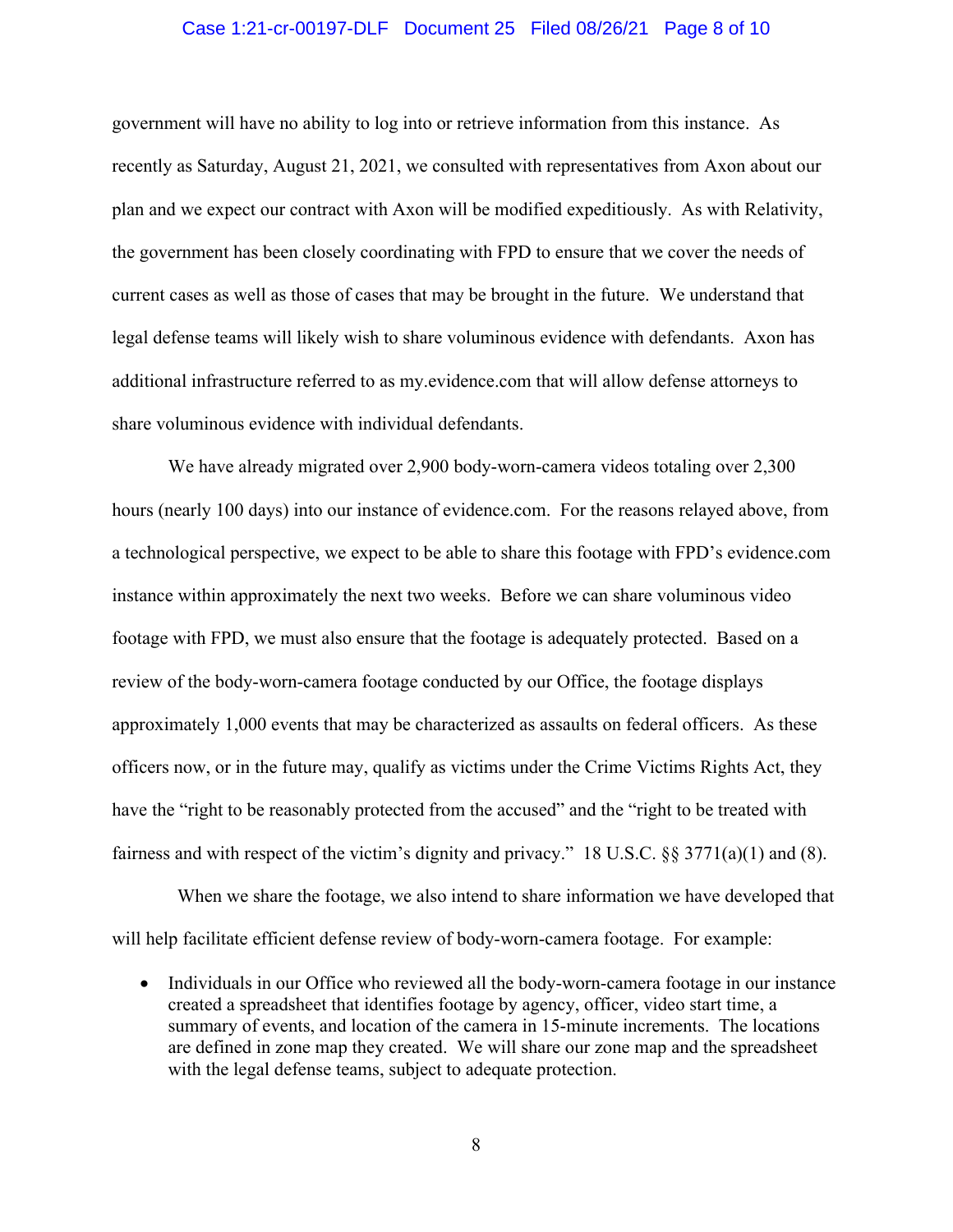government will have no ability to log into or retrieve information from this instance. As recently as Saturday, August 21, 2021, we consulted with representatives from Axon about our plan and we expect our contract with Axon will be modified expeditiously. As with Relativity, the government has been closely coordinating with FPD to ensure that we cover the needs of current cases as well as those of cases that may be brought in the future. We understand that legal defense teams will likely wish to share voluminous evidence with defendants. Axon has additional infrastructure referred to as my.evidence.com that will allow defense attorneys to share voluminous evidence with individual defendants.

We have already migrated over 2,900 body-worn-camera videos totaling over 2,300 hours (nearly 100 days) into our instance of evidence.com. For the reasons relayed above, from a technological perspective, we expect to be able to share this footage with FPD's evidence.com instance within approximately the next two weeks. Before we can share voluminous video footage with FPD, we must also ensure that the footage is adequately protected. Based on a review of the body-worn-camera footage conducted by our Office, the footage displays approximately 1,000 events that may be characterized as assaults on federal officers. As these officers now, or in the future may, qualify as victims under the Crime Victims Rights Act, they have the "right to be reasonably protected from the accused" and the "right to be treated with fairness and with respect of the victim's dignity and privacy." 18 U.S.C. §§ 3771(a)(1) and (8).

When we share the footage, we also intend to share information we have developed that will help facilitate efficient defense review of body-worn-camera footage. For example:

- Individuals in our Office who reviewed all the body-worn-camera footage in our instance created a spreadsheet that identifies footage by agency, officer, video start time, a summary of events, and location of the camera in 15-minute increments. The locations are defined in zone map they created. We will share our zone map and the spreadsheet with the legal defense teams, subject to adequate protection.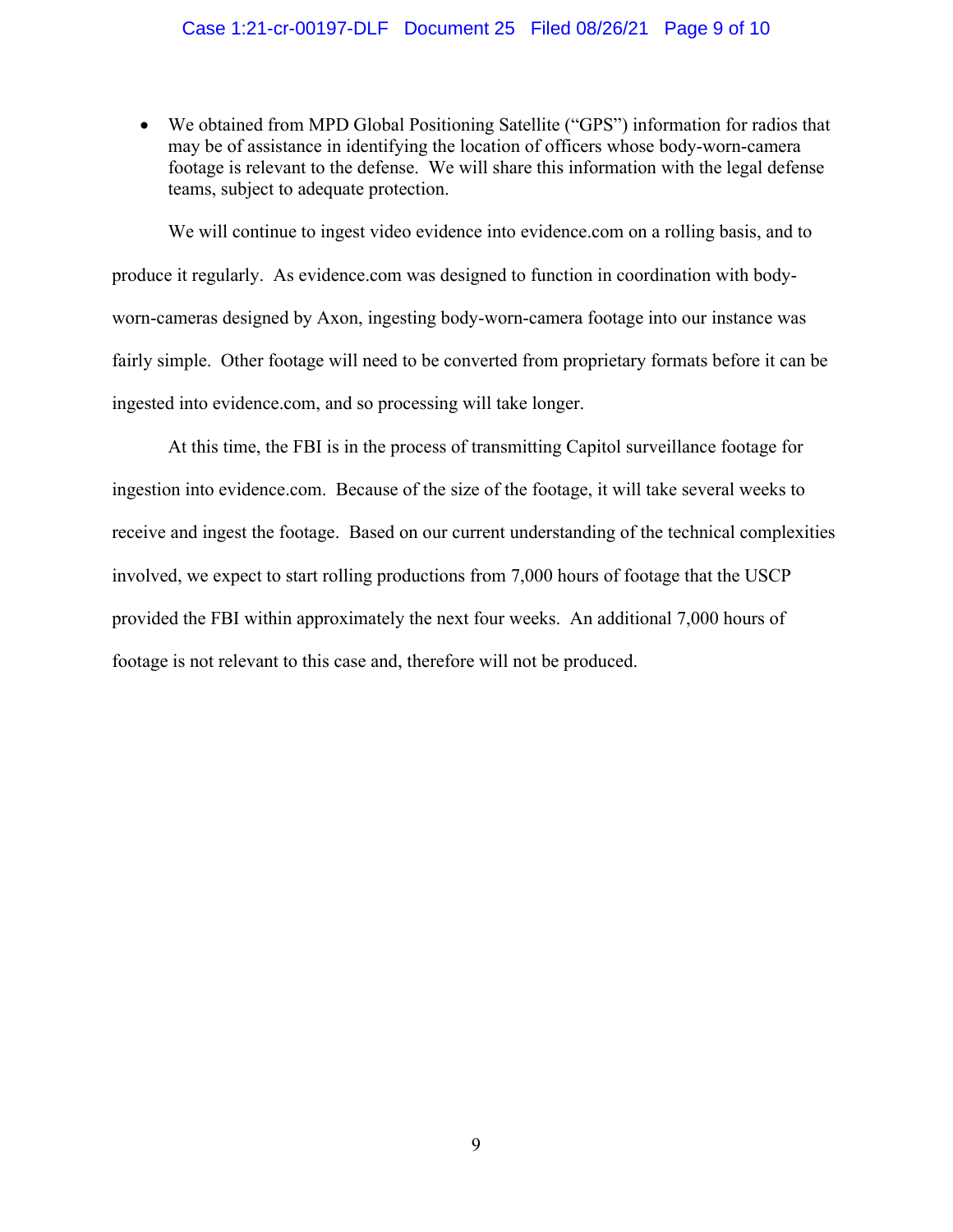- We obtained from MPD Global Positioning Satellite ("GPS") information for radios that may be of assistance in identifying the location of officers whose body-worn-camera footage is relevant to the defense. We will share this information with the legal defense teams, subject to adequate protection.

We will continue to ingest video evidence into evidence.com on a rolling basis, and to produce it regularly. As evidence.com was designed to function in coordination with body-worn-cameras designed by Axon, ingesting body-worn-camera footage into our instance was fairly simple. Other footage will need to be converted from proprietary formats before it can be ingested into evidence.com, and so processing will take longer.

At this time, the FBI is in the process of transmitting Capitol surveillance footage for ingestion into evidence.com. Because of the size of the footage, it will take several weeks to receive and ingest the footage. Based on our current understanding of the technical complexities involved, we expect to start rolling productions from 7,000 hours of footage that the USCP provided the FBI within approximately the next four weeks. An additional 7,000 hours of footage is not relevant to this case and, therefore will not be produced.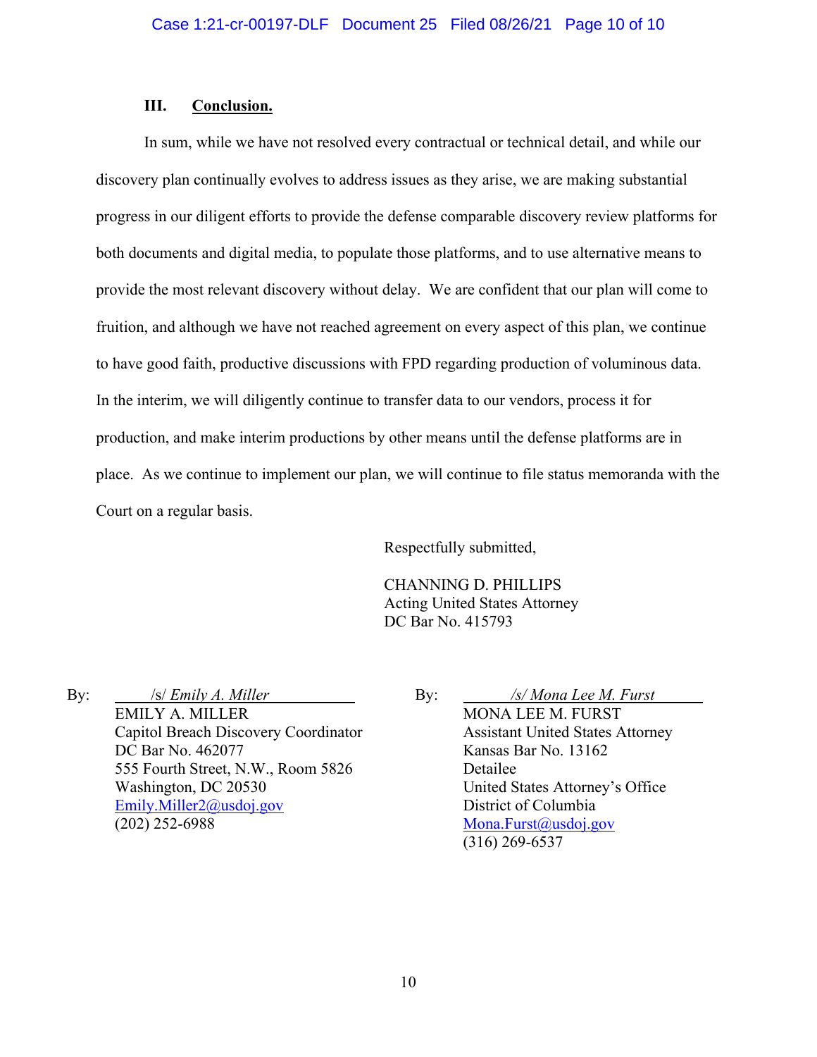### III. Conclusion.

In sum, while we have not resolved every contractual or technical detail, and while our discovery plan continually evolves to address issues as they arise, we are making substantial progress in our diligent efforts to provide the defense comparable discovery review platforms for both documents and digital media, to populate those platforms, and to use alternative means to provide the most relevant discovery without delay. We are confident that our plan will come to fruition, and although we have not reached agreement on every aspect of this plan, we continue to have good faith, productive discussions with FPD regarding production of voluminous data. In the interim, we will diligently continue to transfer data to our vendors, process it for production, and make interim productions by other means until the defense platforms are in place. As we continue to implement our plan, we will continue to file status memoranda with the Court on a regular basis.

Respectfully submitted,

CHANNING D. PHILLIPS
Acting United States Attorney
DC Bar No. 415793

By: /s/ *Emily A. Miller*
EMILY A. MILLER
Capitol Breach Discovery Coordinator
DC Bar No. 462077
555 Fourth Street, N.W., Room 5826
Washington, DC 20530
Emily.Miller2@usdoj.gov
(202) 252-6988

By: */s/ Mona Lee M. Furst*
MONA LEE M. FURST
Assistant United States Attorney
Kansas Bar No. 13162
Detailee
United States Attorney's Office
District of Columbia
Mona.Furst@usdoj.gov
(316) 269-6537